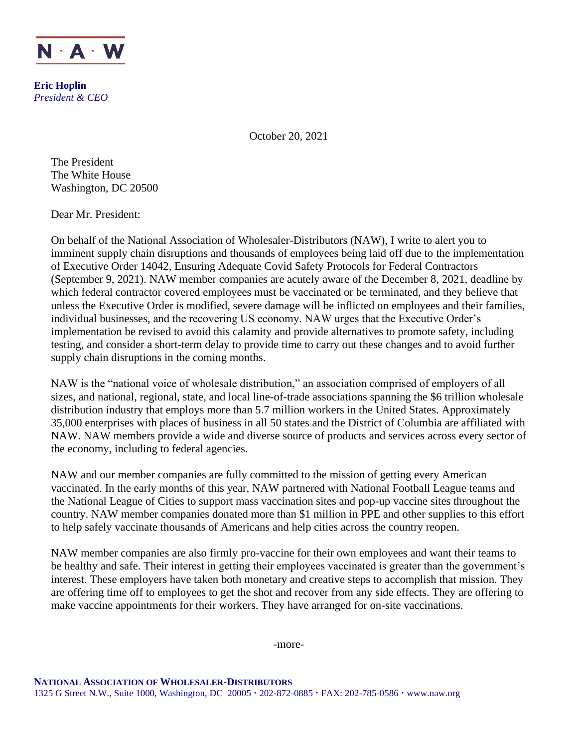N · A · W

**Eric Hoplin**
*President & CEO*

October 20, 2021

The President
The White House
Washington, DC 20500

Dear Mr. President:

On behalf of the National Association of Wholesaler-Distributors (NAW), I write to alert you to imminent supply chain disruptions and thousands of employees being laid off due to the implementation of Executive Order 14042, Ensuring Adequate Covid Safety Protocols for Federal Contractors (September 9, 2021). NAW member companies are acutely aware of the December 8, 2021, deadline by which federal contractor covered employees must be vaccinated or be terminated, and they believe that unless the Executive Order is modified, severe damage will be inflicted on employees and their families, individual businesses, and the recovering US economy. NAW urges that the Executive Order's implementation be revised to avoid this calamity and provide alternatives to promote safety, including testing, and consider a short-term delay to provide time to carry out these changes and to avoid further supply chain disruptions in the coming months.

NAW is the "national voice of wholesale distribution," an association comprised of employers of all sizes, and national, regional, state, and local line-of-trade associations spanning the $6 trillion wholesale distribution industry that employs more than 5.7 million workers in the United States. Approximately 35,000 enterprises with places of business in all 50 states and the District of Columbia are affiliated with NAW. NAW members provide a wide and diverse source of products and services across every sector of the economy, including to federal agencies.

NAW and our member companies are fully committed to the mission of getting every American vaccinated. In the early months of this year, NAW partnered with National Football League teams and the National League of Cities to support mass vaccination sites and pop-up vaccine sites throughout the country. NAW member companies donated more than $1 million in PPE and other supplies to this effort to help safely vaccinate thousands of Americans and help cities across the country reopen.

NAW member companies are also firmly pro-vaccine for their own employees and want their teams to be healthy and safe. Their interest in getting their employees vaccinated is greater than the government's interest. These employers have taken both monetary and creative steps to accomplish that mission. They are offering time off to employees to get the shot and recover from any side effects. They are offering to make vaccine appointments for their workers. They have arranged for on-site vaccinations.

-more-

**National Association of Wholesaler-Distributors**
1325 G Street N.W., Suite 1000, Washington, DC 20005 · 202-872-0885 · FAX: 202-785-0586 · www.naw.org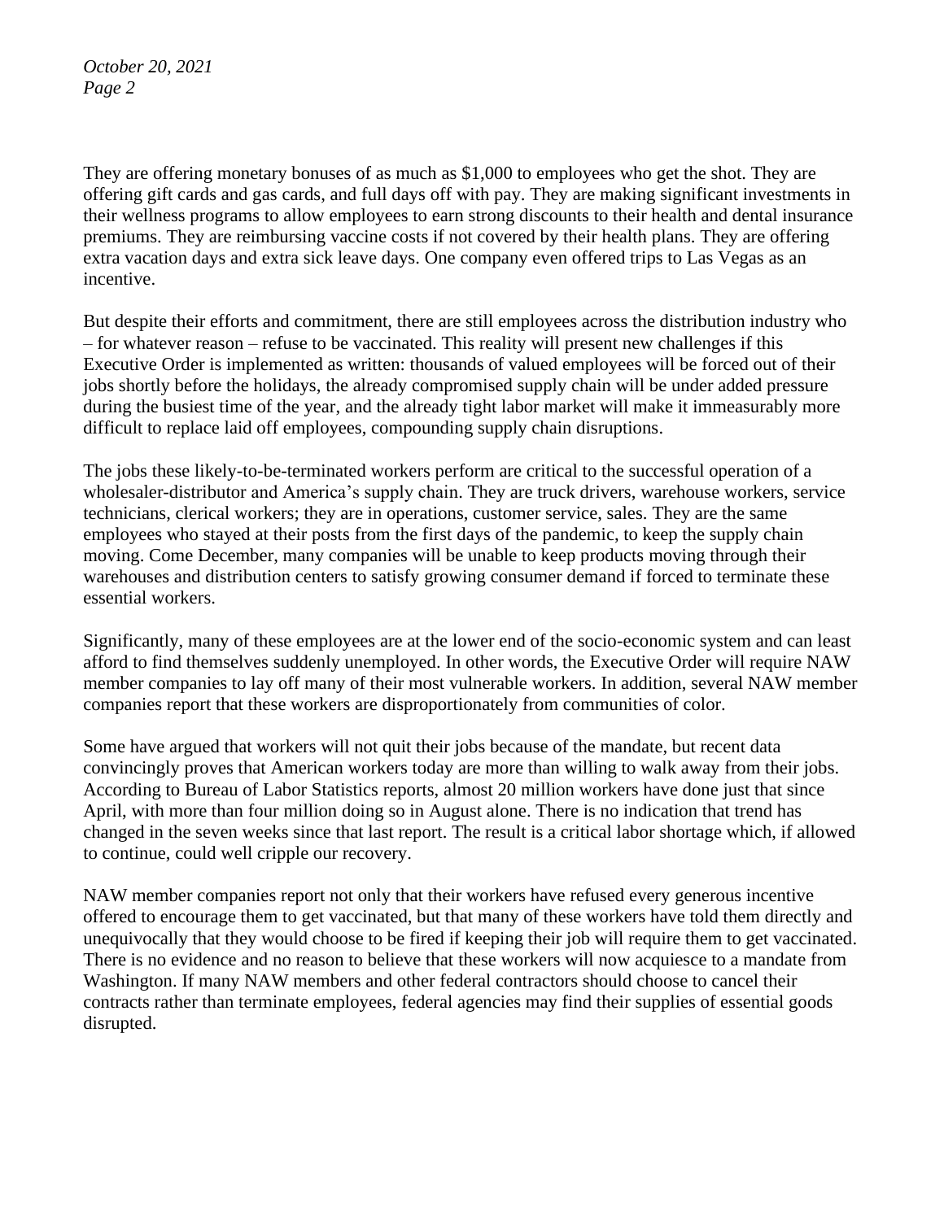They are offering monetary bonuses of as much as $1,000 to employees who get the shot. They are offering gift cards and gas cards, and full days off with pay. They are making significant investments in their wellness programs to allow employees to earn strong discounts to their health and dental insurance premiums. They are reimbursing vaccine costs if not covered by their health plans. They are offering extra vacation days and extra sick leave days. One company even offered trips to Las Vegas as an incentive.

But despite their efforts and commitment, there are still employees across the distribution industry who – for whatever reason – refuse to be vaccinated. This reality will present new challenges if this Executive Order is implemented as written: thousands of valued employees will be forced out of their jobs shortly before the holidays, the already compromised supply chain will be under added pressure during the busiest time of the year, and the already tight labor market will make it immeasurably more difficult to replace laid off employees, compounding supply chain disruptions.

The jobs these likely-to-be-terminated workers perform are critical to the successful operation of a wholesaler-distributor and America's supply chain. They are truck drivers, warehouse workers, service technicians, clerical workers; they are in operations, customer service, sales. They are the same employees who stayed at their posts from the first days of the pandemic, to keep the supply chain moving. Come December, many companies will be unable to keep products moving through their warehouses and distribution centers to satisfy growing consumer demand if forced to terminate these essential workers.

Significantly, many of these employees are at the lower end of the socio-economic system and can least afford to find themselves suddenly unemployed. In other words, the Executive Order will require NAW member companies to lay off many of their most vulnerable workers. In addition, several NAW member companies report that these workers are disproportionately from communities of color.

Some have argued that workers will not quit their jobs because of the mandate, but recent data convincingly proves that American workers today are more than willing to walk away from their jobs. According to Bureau of Labor Statistics reports, almost 20 million workers have done just that since April, with more than four million doing so in August alone. There is no indication that trend has changed in the seven weeks since that last report. The result is a critical labor shortage which, if allowed to continue, could well cripple our recovery.

NAW member companies report not only that their workers have refused every generous incentive offered to encourage them to get vaccinated, but that many of these workers have told them directly and unequivocally that they would choose to be fired if keeping their job will require them to get vaccinated. There is no evidence and no reason to believe that these workers will now acquiesce to a mandate from Washington. If many NAW members and other federal contractors should choose to cancel their contracts rather than terminate employees, federal agencies may find their supplies of essential goods disrupted.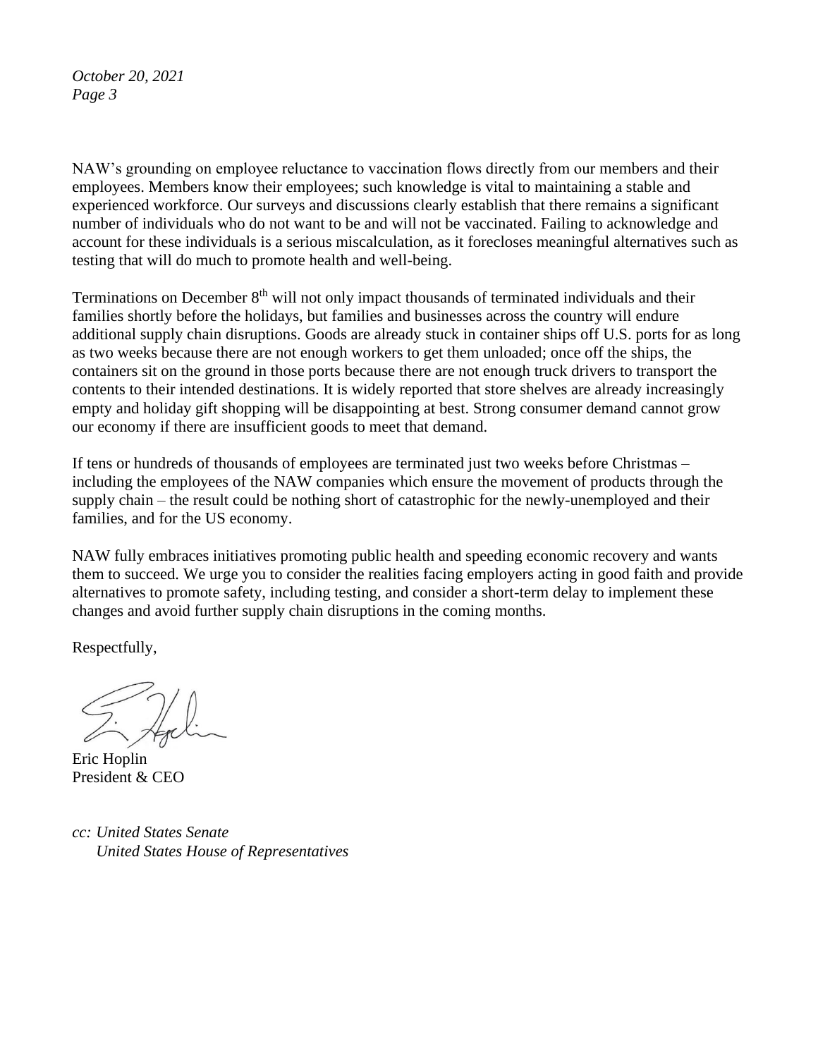NAW's grounding on employee reluctance to vaccination flows directly from our members and their employees. Members know their employees; such knowledge is vital to maintaining a stable and experienced workforce. Our surveys and discussions clearly establish that there remains a significant number of individuals who do not want to be and will not be vaccinated. Failing to acknowledge and account for these individuals is a serious miscalculation, as it forecloses meaningful alternatives such as testing that will do much to promote health and well-being.

Terminations on December 8th will not only impact thousands of terminated individuals and their families shortly before the holidays, but families and businesses across the country will endure additional supply chain disruptions. Goods are already stuck in container ships off U.S. ports for as long as two weeks because there are not enough workers to get them unloaded; once off the ships, the containers sit on the ground in those ports because there are not enough truck drivers to transport the contents to their intended destinations. It is widely reported that store shelves are already increasingly empty and holiday gift shopping will be disappointing at best. Strong consumer demand cannot grow our economy if there are insufficient goods to meet that demand.

If tens or hundreds of thousands of employees are terminated just two weeks before Christmas – including the employees of the NAW companies which ensure the movement of products through the supply chain – the result could be nothing short of catastrophic for the newly-unemployed and their families, and for the US economy.

NAW fully embraces initiatives promoting public health and speeding economic recovery and wants them to succeed. We urge you to consider the realities facing employers acting in good faith and provide alternatives to promote safety, including testing, and consider a short-term delay to implement these changes and avoid further supply chain disruptions in the coming months.

Respectfully,

Eric Hoplin
President & CEO

*cc: United States Senate*
*United States House of Representatives*